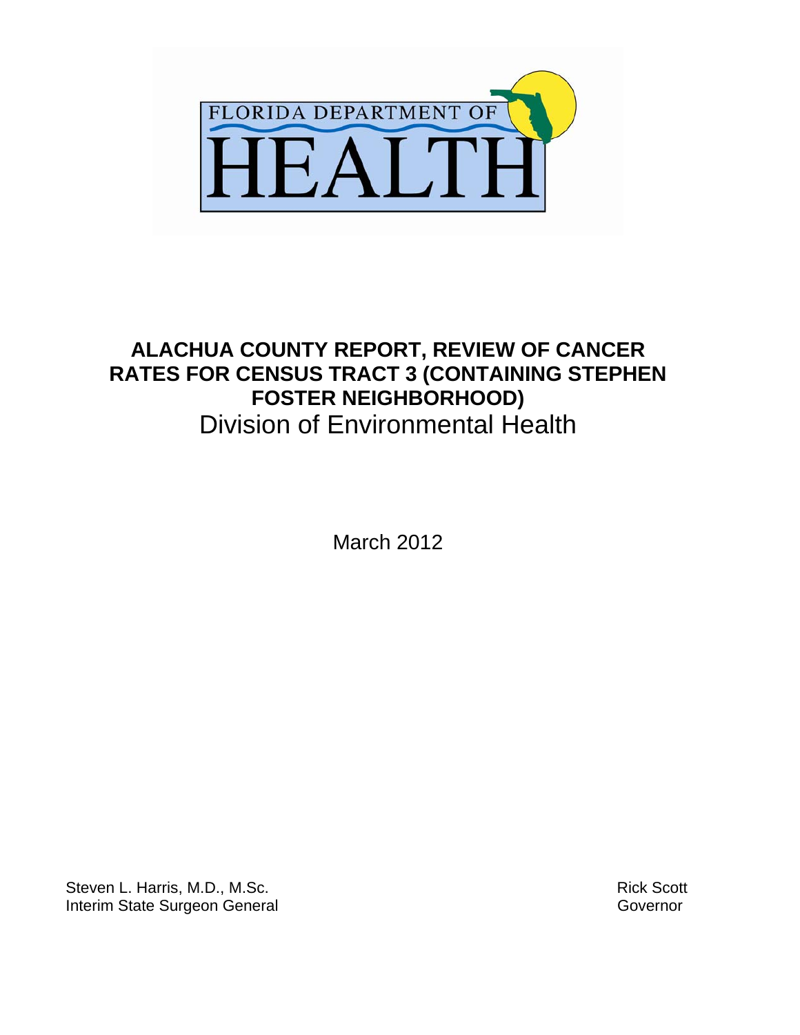FLORIDA DEPARTMENT OF

# HEALTH

# ALACHUA COUNTY REPORT, REVIEW OF CANCER RATES FOR CENSUS TRACT 3 (CONTAINING STEPHEN FOSTER NEIGHBORHOOD)

## Division of Environmental Health

March 2012

Steven L. Harris, M.D., M.Sc.
Interim State Surgeon General

Rick Scott
Governor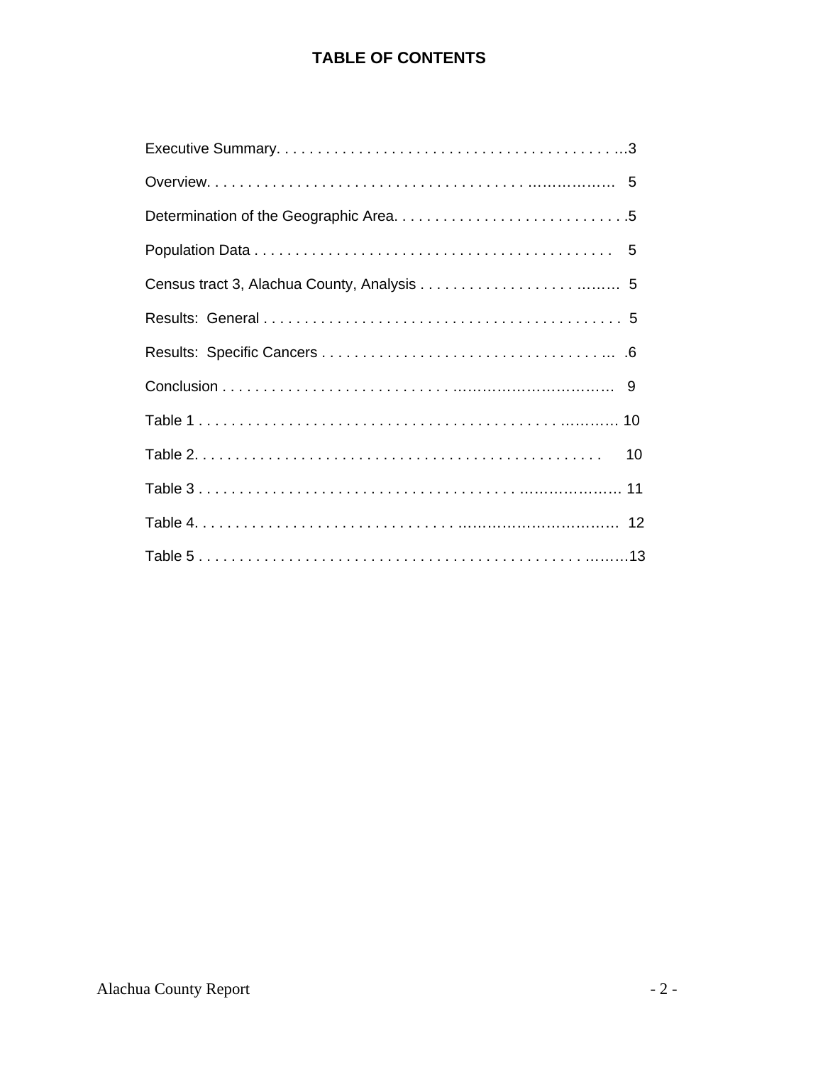# TABLE OF CONTENTS

| | |
|---|---|
| Executive Summary | 3 |
| Overview | 5 |
| Determination of the Geographic Area | 5 |
| Population Data | 5 |
| Census tract 3, Alachua County, Analysis | 5 |
| Results: General | 5 |
| Results: Specific Cancers | 6 |
| Conclusion | 9 |
| Table 1 | 10 |
| Table 2 | 10 |
| Table 3 | 11 |
| Table 4 | 12 |
| Table 5 | 13 |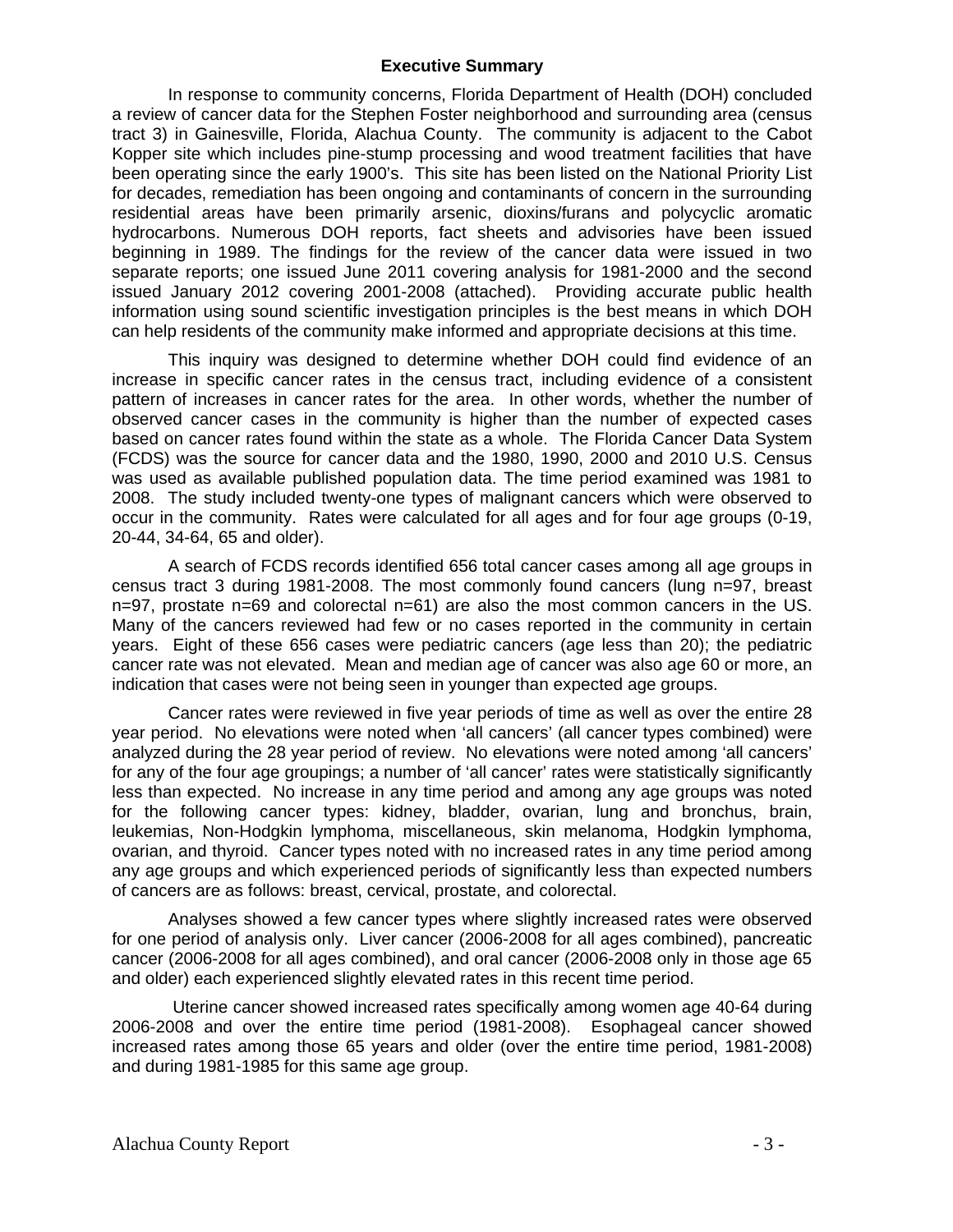## Executive Summary

In response to community concerns, Florida Department of Health (DOH) concluded a review of cancer data for the Stephen Foster neighborhood and surrounding area (census tract 3) in Gainesville, Florida, Alachua County. The community is adjacent to the Cabot Kopper site which includes pine-stump processing and wood treatment facilities that have been operating since the early 1900's. This site has been listed on the National Priority List for decades, remediation has been ongoing and contaminants of concern in the surrounding residential areas have been primarily arsenic, dioxins/furans and polycyclic aromatic hydrocarbons. Numerous DOH reports, fact sheets and advisories have been issued beginning in 1989. The findings for the review of the cancer data were issued in two separate reports; one issued June 2011 covering analysis for 1981-2000 and the second issued January 2012 covering 2001-2008 (attached). Providing accurate public health information using sound scientific investigation principles is the best means in which DOH can help residents of the community make informed and appropriate decisions at this time.

This inquiry was designed to determine whether DOH could find evidence of an increase in specific cancer rates in the census tract, including evidence of a consistent pattern of increases in cancer rates for the area. In other words, whether the number of observed cancer cases in the community is higher than the number of expected cases based on cancer rates found within the state as a whole. The Florida Cancer Data System (FCDS) was the source for cancer data and the 1980, 1990, 2000 and 2010 U.S. Census was used as available published population data. The time period examined was 1981 to 2008. The study included twenty-one types of malignant cancers which were observed to occur in the community. Rates were calculated for all ages and for four age groups (0-19, 20-44, 34-64, 65 and older).

A search of FCDS records identified 656 total cancer cases among all age groups in census tract 3 during 1981-2008. The most commonly found cancers (lung n=97, breast n=97, prostate n=69 and colorectal n=61) are also the most common cancers in the US. Many of the cancers reviewed had few or no cases reported in the community in certain years. Eight of these 656 cases were pediatric cancers (age less than 20); the pediatric cancer rate was not elevated. Mean and median age of cancer was also age 60 or more, an indication that cases were not being seen in younger than expected age groups.

Cancer rates were reviewed in five year periods of time as well as over the entire 28 year period. No elevations were noted when 'all cancers' (all cancer types combined) were analyzed during the 28 year period of review. No elevations were noted among 'all cancers' for any of the four age groupings; a number of 'all cancer' rates were statistically significantly less than expected. No increase in any time period and among any age groups was noted for the following cancer types: kidney, bladder, ovarian, lung and bronchus, brain, leukemias, Non-Hodgkin lymphoma, miscellaneous, skin melanoma, Hodgkin lymphoma, ovarian, and thyroid. Cancer types noted with no increased rates in any time period among any age groups and which experienced periods of significantly less than expected numbers of cancers are as follows: breast, cervical, prostate, and colorectal.

Analyses showed a few cancer types where slightly increased rates were observed for one period of analysis only. Liver cancer (2006-2008 for all ages combined), pancreatic cancer (2006-2008 for all ages combined), and oral cancer (2006-2008 only in those age 65 and older) each experienced slightly elevated rates in this recent time period.

Uterine cancer showed increased rates specifically among women age 40-64 during 2006-2008 and over the entire time period (1981-2008). Esophageal cancer showed increased rates among those 65 years and older (over the entire time period, 1981-2008) and during 1981-1985 for this same age group.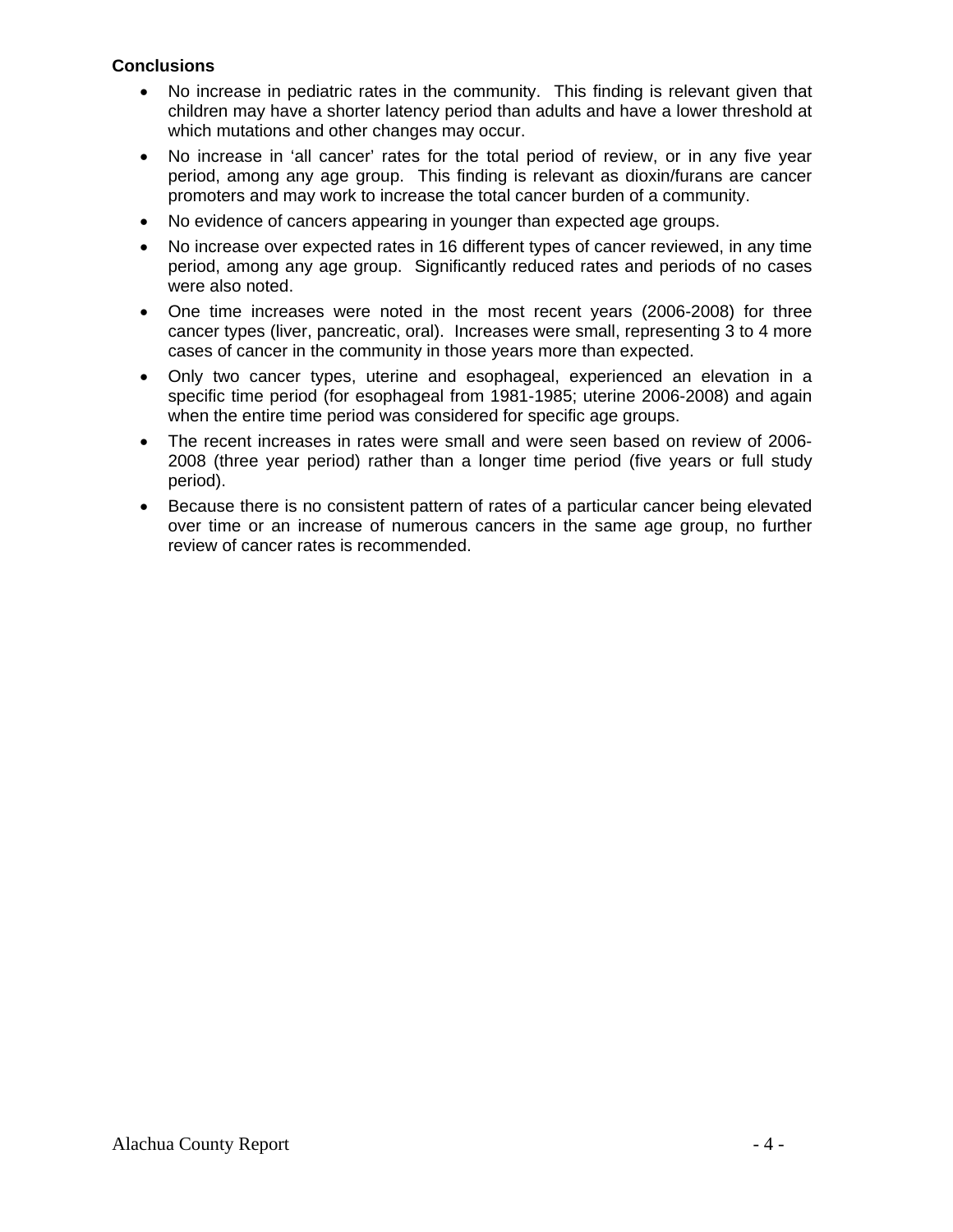**Conclusions**

- No increase in pediatric rates in the community. This finding is relevant given that children may have a shorter latency period than adults and have a lower threshold at which mutations and other changes may occur.
- No increase in 'all cancer' rates for the total period of review, or in any five year period, among any age group. This finding is relevant as dioxin/furans are cancer promoters and may work to increase the total cancer burden of a community.
- No evidence of cancers appearing in younger than expected age groups.
- No increase over expected rates in 16 different types of cancer reviewed, in any time period, among any age group. Significantly reduced rates and periods of no cases were also noted.
- One time increases were noted in the most recent years (2006-2008) for three cancer types (liver, pancreatic, oral). Increases were small, representing 3 to 4 more cases of cancer in the community in those years more than expected.
- Only two cancer types, uterine and esophageal, experienced an elevation in a specific time period (for esophageal from 1981-1985; uterine 2006-2008) and again when the entire time period was considered for specific age groups.
- The recent increases in rates were small and were seen based on review of 2006-2008 (three year period) rather than a longer time period (five years or full study period).
- Because there is no consistent pattern of rates of a particular cancer being elevated over time or an increase of numerous cancers in the same age group, no further review of cancer rates is recommended.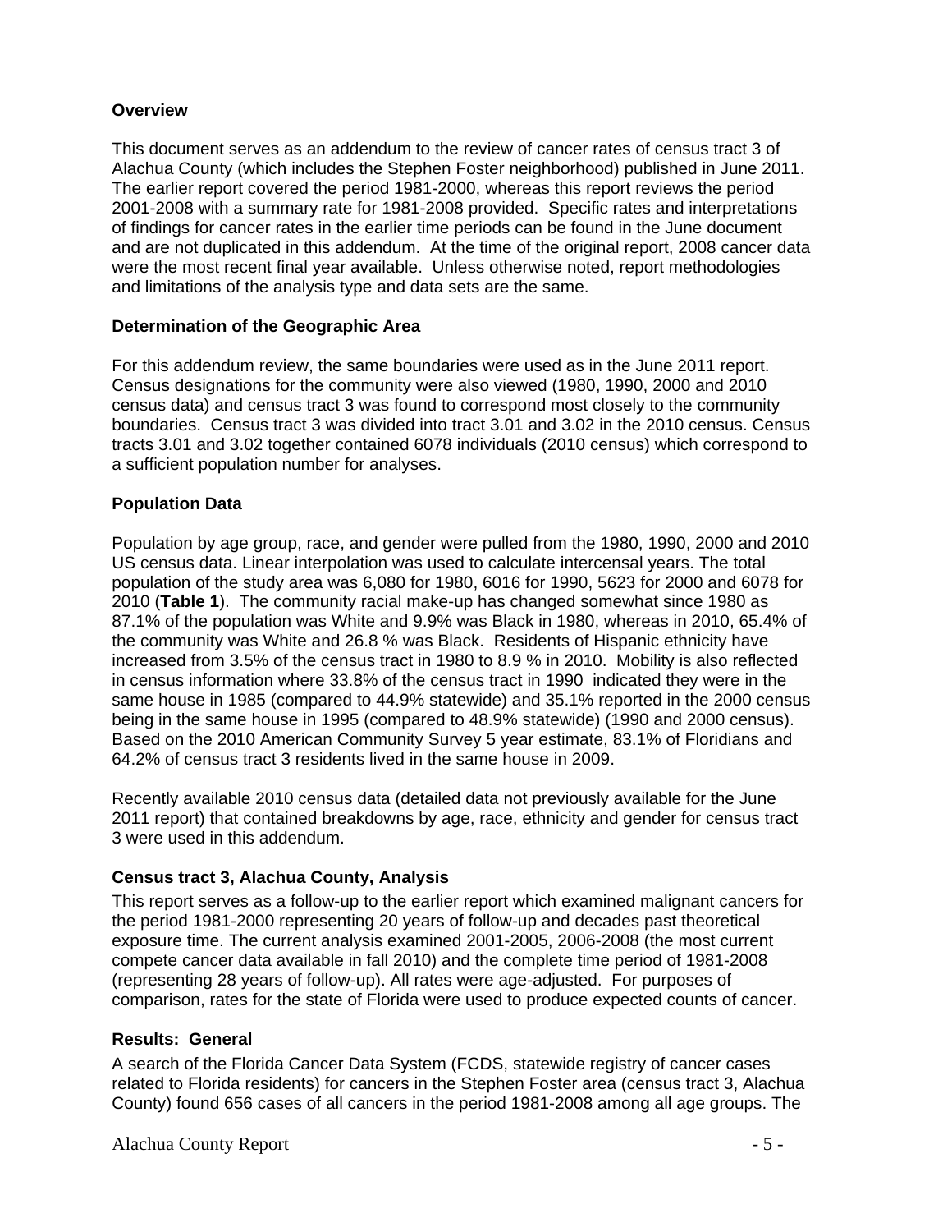**Overview**

This document serves as an addendum to the review of cancer rates of census tract 3 of Alachua County (which includes the Stephen Foster neighborhood) published in June 2011. The earlier report covered the period 1981-2000, whereas this report reviews the period 2001-2008 with a summary rate for 1981-2008 provided. Specific rates and interpretations of findings for cancer rates in the earlier time periods can be found in the June document and are not duplicated in this addendum. At the time of the original report, 2008 cancer data were the most recent final year available. Unless otherwise noted, report methodologies and limitations of the analysis type and data sets are the same.

**Determination of the Geographic Area**

For this addendum review, the same boundaries were used as in the June 2011 report. Census designations for the community were also viewed (1980, 1990, 2000 and 2010 census data) and census tract 3 was found to correspond most closely to the community boundaries. Census tract 3 was divided into tract 3.01 and 3.02 in the 2010 census. Census tracts 3.01 and 3.02 together contained 6078 individuals (2010 census) which correspond to a sufficient population number for analyses.

**Population Data**

Population by age group, race, and gender were pulled from the 1980, 1990, 2000 and 2010 US census data. Linear interpolation was used to calculate intercensal years. The total population of the study area was 6,080 for 1980, 6016 for 1990, 5623 for 2000 and 6078 for 2010 (**Table 1**). The community racial make-up has changed somewhat since 1980 as 87.1% of the population was White and 9.9% was Black in 1980, whereas in 2010, 65.4% of the community was White and 26.8 % was Black. Residents of Hispanic ethnicity have increased from 3.5% of the census tract in 1980 to 8.9 % in 2010. Mobility is also reflected in census information where 33.8% of the census tract in 1990 indicated they were in the same house in 1985 (compared to 44.9% statewide) and 35.1% reported in the 2000 census being in the same house in 1995 (compared to 48.9% statewide) (1990 and 2000 census). Based on the 2010 American Community Survey 5 year estimate, 83.1% of Floridians and 64.2% of census tract 3 residents lived in the same house in 2009.

Recently available 2010 census data (detailed data not previously available for the June 2011 report) that contained breakdowns by age, race, ethnicity and gender for census tract 3 were used in this addendum.

**Census tract 3, Alachua County, Analysis**

This report serves as a follow-up to the earlier report which examined malignant cancers for the period 1981-2000 representing 20 years of follow-up and decades past theoretical exposure time. The current analysis examined 2001-2005, 2006-2008 (the most current compete cancer data available in fall 2010) and the complete time period of 1981-2008 (representing 28 years of follow-up). All rates were age-adjusted. For purposes of comparison, rates for the state of Florida were used to produce expected counts of cancer.

**Results: General**

A search of the Florida Cancer Data System (FCDS, statewide registry of cancer cases related to Florida residents) for cancers in the Stephen Foster area (census tract 3, Alachua County) found 656 cases of all cancers in the period 1981-2008 among all age groups. The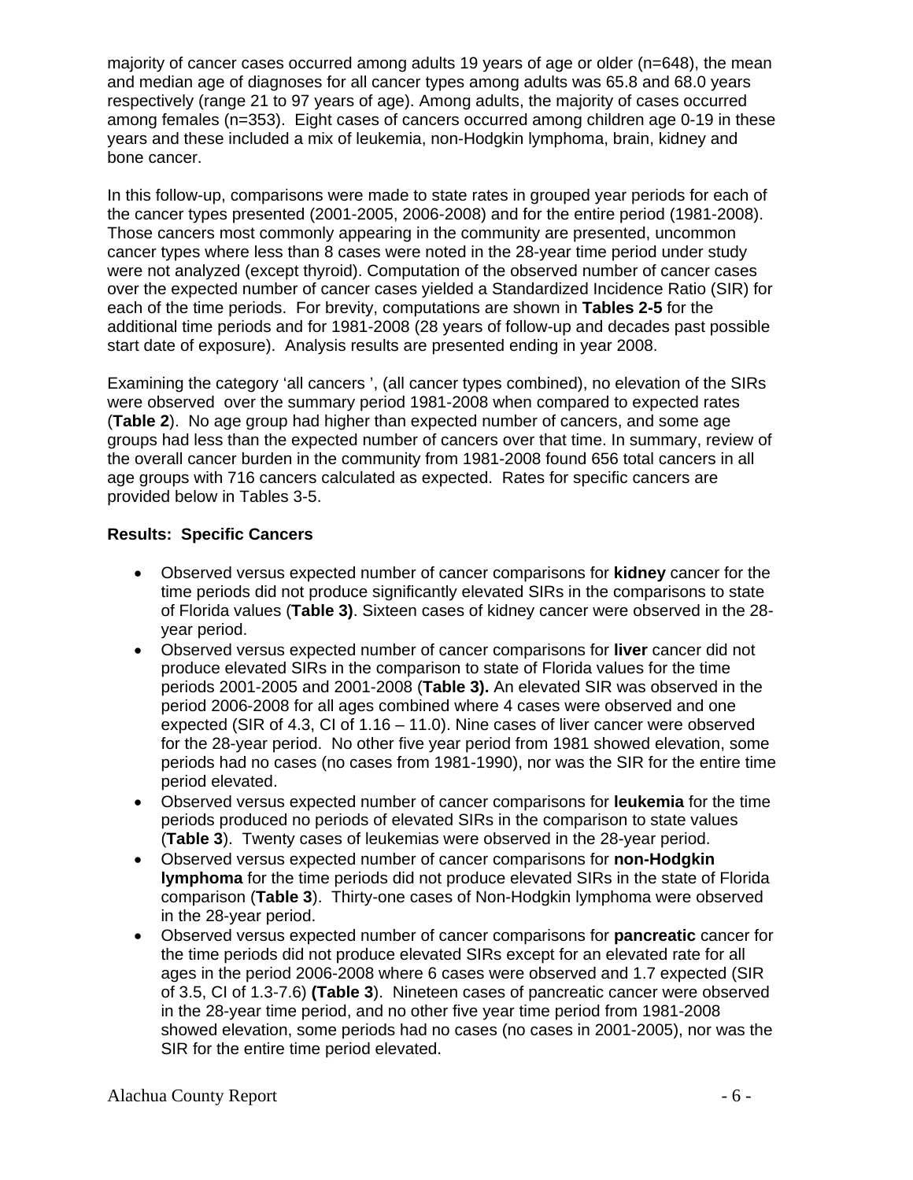majority of cancer cases occurred among adults 19 years of age or older (n=648), the mean and median age of diagnoses for all cancer types among adults was 65.8 and 68.0 years respectively (range 21 to 97 years of age). Among adults, the majority of cases occurred among females (n=353). Eight cases of cancers occurred among children age 0-19 in these years and these included a mix of leukemia, non-Hodgkin lymphoma, brain, kidney and bone cancer.

In this follow-up, comparisons were made to state rates in grouped year periods for each of the cancer types presented (2001-2005, 2006-2008) and for the entire period (1981-2008). Those cancers most commonly appearing in the community are presented, uncommon cancer types where less than 8 cases were noted in the 28-year time period under study were not analyzed (except thyroid). Computation of the observed number of cancer cases over the expected number of cancer cases yielded a Standardized Incidence Ratio (SIR) for each of the time periods. For brevity, computations are shown in **Tables 2-5** for the additional time periods and for 1981-2008 (28 years of follow-up and decades past possible start date of exposure). Analysis results are presented ending in year 2008.

Examining the category 'all cancers ', (all cancer types combined), no elevation of the SIRs were observed over the summary period 1981-2008 when compared to expected rates (**Table 2**). No age group had higher than expected number of cancers, and some age groups had less than the expected number of cancers over that time. In summary, review of the overall cancer burden in the community from 1981-2008 found 656 total cancers in all age groups with 716 cancers calculated as expected. Rates for specific cancers are provided below in Tables 3-5.

**Results: Specific Cancers**

- Observed versus expected number of cancer comparisons for **kidney** cancer for the time periods did not produce significantly elevated SIRs in the comparisons to state of Florida values (**Table 3)**. Sixteen cases of kidney cancer were observed in the 28-year period.
- Observed versus expected number of cancer comparisons for **liver** cancer did not produce elevated SIRs in the comparison to state of Florida values for the time periods 2001-2005 and 2001-2008 (**Table 3).** An elevated SIR was observed in the period 2006-2008 for all ages combined where 4 cases were observed and one expected (SIR of 4.3, CI of 1.16 – 11.0). Nine cases of liver cancer were observed for the 28-year period. No other five year period from 1981 showed elevation, some periods had no cases (no cases from 1981-1990), nor was the SIR for the entire time period elevated.
- Observed versus expected number of cancer comparisons for **leukemia** for the time periods produced no periods of elevated SIRs in the comparison to state values (**Table 3**). Twenty cases of leukemias were observed in the 28-year period.
- Observed versus expected number of cancer comparisons for **non-Hodgkin lymphoma** for the time periods did not produce elevated SIRs in the state of Florida comparison (**Table 3**). Thirty-one cases of Non-Hodgkin lymphoma were observed in the 28-year period.
- Observed versus expected number of cancer comparisons for **pancreatic** cancer for the time periods did not produce elevated SIRs except for an elevated rate for all ages in the period 2006-2008 where 6 cases were observed and 1.7 expected (SIR of 3.5, CI of 1.3-7.6) **(Table 3**). Nineteen cases of pancreatic cancer were observed in the 28-year time period, and no other five year time period from 1981-2008 showed elevation, some periods had no cases (no cases in 2001-2005), nor was the SIR for the entire time period elevated.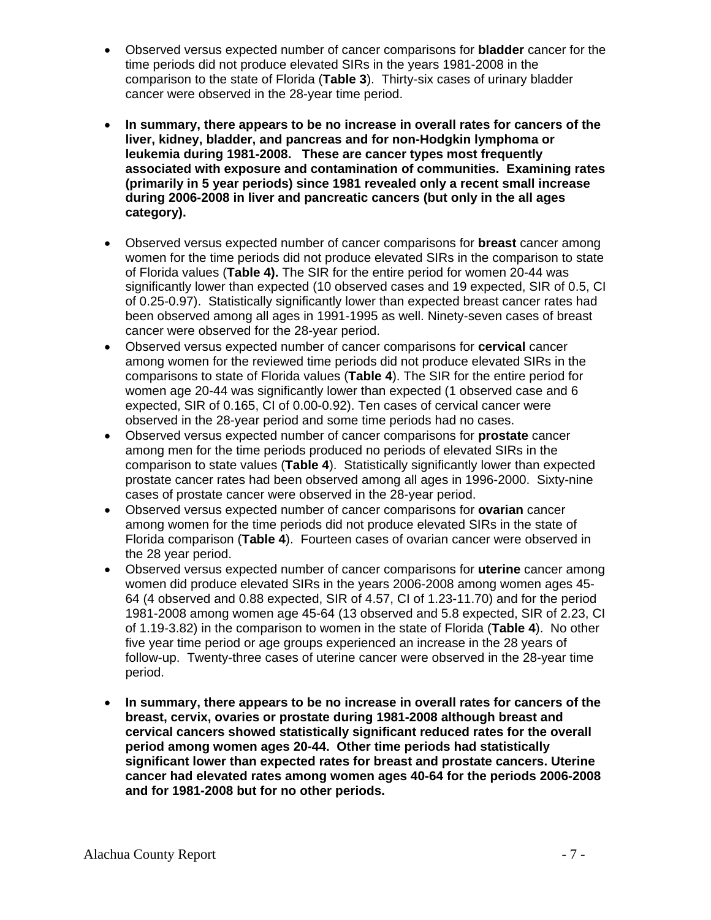- Observed versus expected number of cancer comparisons for **bladder** cancer for the time periods did not produce elevated SIRs in the years 1981-2008 in the comparison to the state of Florida (**Table 3**). Thirty-six cases of urinary bladder cancer were observed in the 28-year time period.

- **In summary, there appears to be no increase in overall rates for cancers of the liver, kidney, bladder, and pancreas and for non-Hodgkin lymphoma or leukemia during 1981-2008. These are cancer types most frequently associated with exposure and contamination of communities. Examining rates (primarily in 5 year periods) since 1981 revealed only a recent small increase during 2006-2008 in liver and pancreatic cancers (but only in the all ages category).**

- Observed versus expected number of cancer comparisons for **breast** cancer among women for the time periods did not produce elevated SIRs in the comparison to state of Florida values (**Table 4).** The SIR for the entire period for women 20-44 was significantly lower than expected (10 observed cases and 19 expected, SIR of 0.5, CI of 0.25-0.97). Statistically significantly lower than expected breast cancer rates had been observed among all ages in 1991-1995 as well. Ninety-seven cases of breast cancer were observed for the 28-year period.
- Observed versus expected number of cancer comparisons for **cervical** cancer among women for the reviewed time periods did not produce elevated SIRs in the comparisons to state of Florida values (**Table 4**). The SIR for the entire period for women age 20-44 was significantly lower than expected (1 observed case and 6 expected, SIR of 0.165, CI of 0.00-0.92). Ten cases of cervical cancer were observed in the 28-year period and some time periods had no cases.
- Observed versus expected number of cancer comparisons for **prostate** cancer among men for the time periods produced no periods of elevated SIRs in the comparison to state values (**Table 4**). Statistically significantly lower than expected prostate cancer rates had been observed among all ages in 1996-2000. Sixty-nine cases of prostate cancer were observed in the 28-year period.
- Observed versus expected number of cancer comparisons for **ovarian** cancer among women for the time periods did not produce elevated SIRs in the state of Florida comparison (**Table 4**). Fourteen cases of ovarian cancer were observed in the 28 year period.
- Observed versus expected number of cancer comparisons for **uterine** cancer among women did produce elevated SIRs in the years 2006-2008 among women ages 45-64 (4 observed and 0.88 expected, SIR of 4.57, CI of 1.23-11.70) and for the period 1981-2008 among women age 45-64 (13 observed and 5.8 expected, SIR of 2.23, CI of 1.19-3.82) in the comparison to women in the state of Florida (**Table 4**). No other five year time period or age groups experienced an increase in the 28 years of follow-up. Twenty-three cases of uterine cancer were observed in the 28-year time period.

- **In summary, there appears to be no increase in overall rates for cancers of the breast, cervix, ovaries or prostate during 1981-2008 although breast and cervical cancers showed statistically significant reduced rates for the overall period among women ages 20-44. Other time periods had statistically significant lower than expected rates for breast and prostate cancers. Uterine cancer had elevated rates among women ages 40-64 for the periods 2006-2008 and for 1981-2008 but for no other periods.**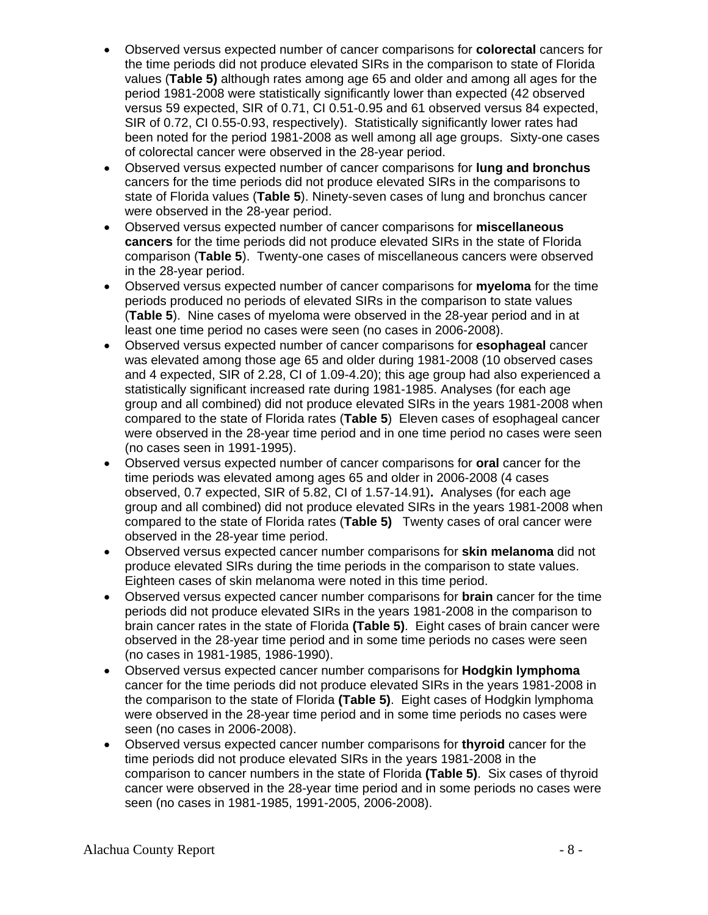- Observed versus expected number of cancer comparisons for **colorectal** cancers for the time periods did not produce elevated SIRs in the comparison to state of Florida values (**Table 5)** although rates among age 65 and older and among all ages for the period 1981-2008 were statistically significantly lower than expected (42 observed versus 59 expected, SIR of 0.71, CI 0.51-0.95 and 61 observed versus 84 expected, SIR of 0.72, CI 0.55-0.93, respectively). Statistically significantly lower rates had been noted for the period 1981-2008 as well among all age groups. Sixty-one cases of colorectal cancer were observed in the 28-year period.
- Observed versus expected number of cancer comparisons for **lung and bronchus** cancers for the time periods did not produce elevated SIRs in the comparisons to state of Florida values (**Table 5**). Ninety-seven cases of lung and bronchus cancer were observed in the 28-year period.
- Observed versus expected number of cancer comparisons for **miscellaneous cancers** for the time periods did not produce elevated SIRs in the state of Florida comparison (**Table 5**). Twenty-one cases of miscellaneous cancers were observed in the 28-year period.
- Observed versus expected number of cancer comparisons for **myeloma** for the time periods produced no periods of elevated SIRs in the comparison to state values (**Table 5**). Nine cases of myeloma were observed in the 28-year period and in at least one time period no cases were seen (no cases in 2006-2008).
- Observed versus expected number of cancer comparisons for **esophageal** cancer was elevated among those age 65 and older during 1981-2008 (10 observed cases and 4 expected, SIR of 2.28, CI of 1.09-4.20); this age group had also experienced a statistically significant increased rate during 1981-1985. Analyses (for each age group and all combined) did not produce elevated SIRs in the years 1981-2008 when compared to the state of Florida rates (**Table 5**) Eleven cases of esophageal cancer were observed in the 28-year time period and in one time period no cases were seen (no cases seen in 1991-1995).
- Observed versus expected number of cancer comparisons for **oral** cancer for the time periods was elevated among ages 65 and older in 2006-2008 (4 cases observed, 0.7 expected, SIR of 5.82, CI of 1.57-14.91)**.** Analyses (for each age group and all combined) did not produce elevated SIRs in the years 1981-2008 when compared to the state of Florida rates (**Table 5)** Twenty cases of oral cancer were observed in the 28-year time period.
- Observed versus expected cancer number comparisons for **skin melanoma** did not produce elevated SIRs during the time periods in the comparison to state values. Eighteen cases of skin melanoma were noted in this time period.
- Observed versus expected cancer number comparisons for **brain** cancer for the time periods did not produce elevated SIRs in the years 1981-2008 in the comparison to brain cancer rates in the state of Florida **(Table 5)**. Eight cases of brain cancer were observed in the 28-year time period and in some time periods no cases were seen (no cases in 1981-1985, 1986-1990).
- Observed versus expected cancer number comparisons for **Hodgkin lymphoma** cancer for the time periods did not produce elevated SIRs in the years 1981-2008 in the comparison to the state of Florida **(Table 5)**. Eight cases of Hodgkin lymphoma were observed in the 28-year time period and in some time periods no cases were seen (no cases in 2006-2008).
- Observed versus expected cancer number comparisons for **thyroid** cancer for the time periods did not produce elevated SIRs in the years 1981-2008 in the comparison to cancer numbers in the state of Florida **(Table 5)**. Six cases of thyroid cancer were observed in the 28-year time period and in some periods no cases were seen (no cases in 1981-1985, 1991-2005, 2006-2008).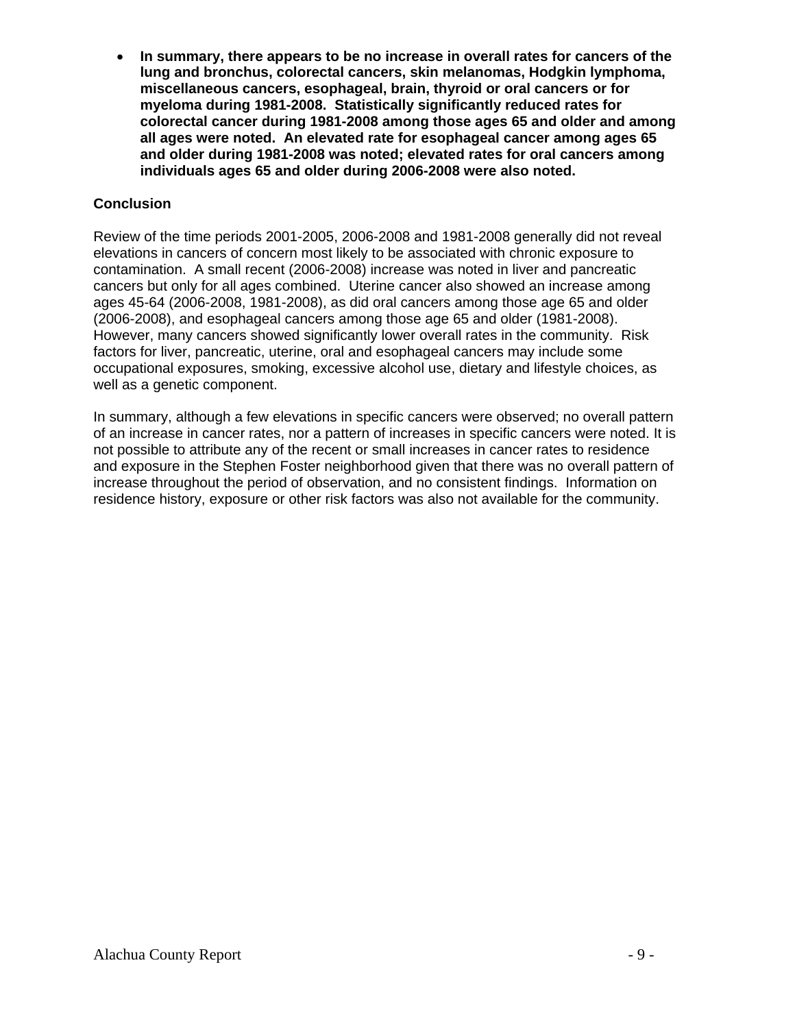- **In summary, there appears to be no increase in overall rates for cancers of the lung and bronchus, colorectal cancers, skin melanomas, Hodgkin lymphoma, miscellaneous cancers, esophageal, brain, thyroid or oral cancers or for myeloma during 1981-2008. Statistically significantly reduced rates for colorectal cancer during 1981-2008 among those ages 65 and older and among all ages were noted. An elevated rate for esophageal cancer among ages 65 and older during 1981-2008 was noted; elevated rates for oral cancers among individuals ages 65 and older during 2006-2008 were also noted.**

**Conclusion**

Review of the time periods 2001-2005, 2006-2008 and 1981-2008 generally did not reveal elevations in cancers of concern most likely to be associated with chronic exposure to contamination. A small recent (2006-2008) increase was noted in liver and pancreatic cancers but only for all ages combined. Uterine cancer also showed an increase among ages 45-64 (2006-2008, 1981-2008), as did oral cancers among those age 65 and older (2006-2008), and esophageal cancers among those age 65 and older (1981-2008). However, many cancers showed significantly lower overall rates in the community. Risk factors for liver, pancreatic, uterine, oral and esophageal cancers may include some occupational exposures, smoking, excessive alcohol use, dietary and lifestyle choices, as well as a genetic component.

In summary, although a few elevations in specific cancers were observed; no overall pattern of an increase in cancer rates, nor a pattern of increases in specific cancers were noted. It is not possible to attribute any of the recent or small increases in cancer rates to residence and exposure in the Stephen Foster neighborhood given that there was no overall pattern of increase throughout the period of observation, and no consistent findings. Information on residence history, exposure or other risk factors was also not available for the community.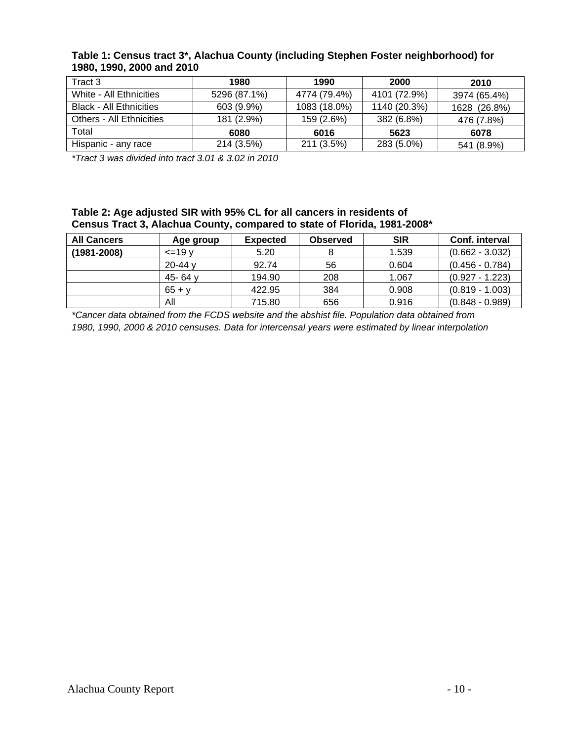**Table 1: Census tract 3*, Alachua County (including Stephen Foster neighborhood) for 1980, 1990, 2000 and 2010**

| Tract 3 | 1980 | 1990 | 2000 | 2010 |
|---|---|---|---|---|
| White - All Ethnicities | 5296 (87.1%) | 4774 (79.4%) | 4101 (72.9%) | 3974 (65.4%) |
| Black - All Ethnicities | 603 (9.9%) | 1083 (18.0%) | 1140 (20.3%) | 1628 (26.8%) |
| Others - All Ethnicities | 181 (2.9%) | 159 (2.6%) | 382 (6.8%) | 476 (7.8%) |
| Total | **6080** | **6016** | **5623** | **6078** |
| Hispanic - any race | 214 (3.5%) | 211 (3.5%) | 283 (5.0%) | 541 (8.9%) |

*\*Tract 3 was divided into tract 3.01 & 3.02 in 2010*

**Table 2: Age adjusted SIR with 95% CL for all cancers in residents of Census Tract 3, Alachua County, compared to state of Florida, 1981-2008***

| All Cancers | Age group | Expected | Observed | SIR | Conf. interval |
|---|---|---|---|---|---|
| **(1981-2008)** | <=19 y | 5.20 | 8 | 1.539 | (0.662 - 3.032) |
| | 20-44 y | 92.74 | 56 | 0.604 | (0.456 - 0.784) |
| | 45- 64 y | 194.90 | 208 | 1.067 | (0.927 - 1.223) |
| | 65 + y | 422.95 | 384 | 0.908 | (0.819 - 1.003) |
| | All | 715.80 | 656 | 0.916 | (0.848 - 0.989) |

*\*Cancer data obtained from the FCDS website and the abshist file. Population data obtained from 1980, 1990, 2000 & 2010 censuses. Data for intercensal years were estimated by linear interpolation*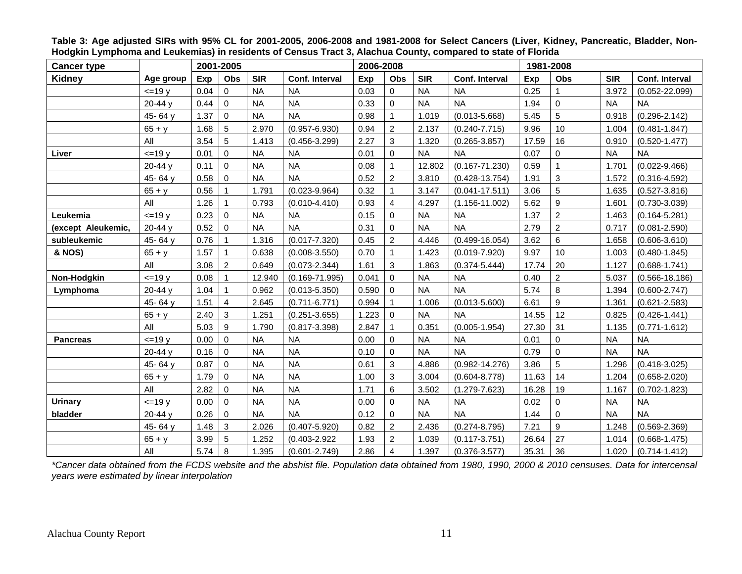**Table 3: Age adjusted SIRs with 95% CL for 2001-2005, 2006-2008 and 1981-2008 for Select Cancers (Liver, Kidney, Pancreatic, Bladder, Non-Hodgkin Lymphoma and Leukemias) in residents of Census Tract 3, Alachua County, compared to state of Florida**

| Cancer type | | 2001-2005 | | | | 2006-2008 | | | | 1981-2008 | | | |
|---|---|---|---|---|---|---|---|---|---|---|---|---|---|
| Kidney | Age group | Exp | Obs | SIR | Conf. Interval | Exp | Obs | SIR | Conf. Interval | Exp | Obs | SIR | Conf. Interval |
| | <=19 y | 0.04 | 0 | NA | NA | 0.03 | 0 | NA | NA | 0.25 | 1 | 3.972 | (0.052-22.099) |
| | 20-44 y | 0.44 | 0 | NA | NA | 0.33 | 0 | NA | NA | 1.94 | 0 | NA | NA |
| | 45- 64 y | 1.37 | 0 | NA | NA | 0.98 | 1 | 1.019 | (0.013-5.668) | 5.45 | 5 | 0.918 | (0.296-2.142) |
| | 65 + y | 1.68 | 5 | 2.970 | (0.957-6.930) | 0.94 | 2 | 2.137 | (0.240-7.715) | 9.96 | 10 | 1.004 | (0.481-1.847) |
| | All | 3.54 | 5 | 1.413 | (0.456-3.299) | 2.27 | 3 | 1.320 | (0.265-3.857) | 17.59 | 16 | 0.910 | (0.520-1.477) |
| Liver | <=19 y | 0.01 | 0 | NA | NA | 0.01 | 0 | NA | NA | 0.07 | 0 | NA | NA |
| | 20-44 y | 0.11 | 0 | NA | NA | 0.08 | 1 | 12.802 | (0.167-71.230) | 0.59 | 1 | 1.701 | (0.022-9.466) |
| | 45- 64 y | 0.58 | 0 | NA | NA | 0.52 | 2 | 3.810 | (0.428-13.754) | 1.91 | 3 | 1.572 | (0.316-4.592) |
| | 65 + y | 0.56 | 1 | 1.791 | (0.023-9.964) | 0.32 | 1 | 3.147 | (0.041-17.511) | 3.06 | 5 | 1.635 | (0.527-3.816) |
| | All | 1.26 | 1 | 0.793 | (0.010-4.410) | 0.93 | 4 | 4.297 | (1.156-11.002) | 5.62 | 9 | 1.601 | (0.730-3.039) |
| Leukemia | <=19 y | 0.23 | 0 | NA | NA | 0.15 | 0 | NA | NA | 1.37 | 2 | 1.463 | (0.164-5.281) |
| (except Aleukemic, | 20-44 y | 0.52 | 0 | NA | NA | 0.31 | 0 | NA | NA | 2.79 | 2 | 0.717 | (0.081-2.590) |
| subleukemic | 45- 64 y | 0.76 | 1 | 1.316 | (0.017-7.320) | 0.45 | 2 | 4.446 | (0.499-16.054) | 3.62 | 6 | 1.658 | (0.606-3.610) |
| & NOS) | 65 + y | 1.57 | 1 | 0.638 | (0.008-3.550) | 0.70 | 1 | 1.423 | (0.019-7.920) | 9.97 | 10 | 1.003 | (0.480-1.845) |
| | All | 3.08 | 2 | 0.649 | (0.073-2.344) | 1.61 | 3 | 1.863 | (0.374-5.444) | 17.74 | 20 | 1.127 | (0.688-1.741) |
| Non-Hodgkin | <=19 y | 0.08 | 1 | 12.940 | (0.169-71.995) | 0.041 | 0 | NA | NA | 0.40 | 2 | 5.037 | (0.566-18.186) |
| Lymphoma | 20-44 y | 1.04 | 1 | 0.962 | (0.013-5.350) | 0.590 | 0 | NA | NA | 5.74 | 8 | 1.394 | (0.600-2.747) |
| | 45- 64 y | 1.51 | 4 | 2.645 | (0.711-6.771) | 0.994 | 1 | 1.006 | (0.013-5.600) | 6.61 | 9 | 1.361 | (0.621-2.583) |
| | 65 + y | 2.40 | 3 | 1.251 | (0.251-3.655) | 1.223 | 0 | NA | NA | 14.55 | 12 | 0.825 | (0.426-1.441) |
| | All | 5.03 | 9 | 1.790 | (0.817-3.398) | 2.847 | 1 | 0.351 | (0.005-1.954) | 27.30 | 31 | 1.135 | (0.771-1.612) |
| Pancreas | <=19 y | 0.00 | 0 | NA | NA | 0.00 | 0 | NA | NA | 0.01 | 0 | NA | NA |
| | 20-44 y | 0.16 | 0 | NA | NA | 0.10 | 0 | NA | NA | 0.79 | 0 | NA | NA |
| | 45- 64 y | 0.87 | 0 | NA | NA | 0.61 | 3 | 4.886 | (0.982-14.276) | 3.86 | 5 | 1.296 | (0.418-3.025) |
| | 65 + y | 1.79 | 0 | NA | NA | 1.00 | 3 | 3.004 | (0.604-8.778) | 11.63 | 14 | 1.204 | (0.658-2.020) |
| | All | 2.82 | 0 | NA | NA | 1.71 | 6 | 3.502 | (1.279-7.623) | 16.28 | 19 | 1.167 | (0.702-1.823) |
| Urinary | <=19 y | 0.00 | 0 | NA | NA | 0.00 | 0 | NA | NA | 0.02 | 0 | NA | NA |
| bladder | 20-44 y | 0.26 | 0 | NA | NA | 0.12 | 0 | NA | NA | 1.44 | 0 | NA | NA |
| | 45- 64 y | 1.48 | 3 | 2.026 | (0.407-5.920) | 0.82 | 2 | 2.436 | (0.274-8.795) | 7.21 | 9 | 1.248 | (0.569-2.369) |
| | 65 + y | 3.99 | 5 | 1.252 | (0.403-2.922 | 1.93 | 2 | 1.039 | (0.117-3.751) | 26.64 | 27 | 1.014 | (0.668-1.475) |
| | All | 5.74 | 8 | 1.395 | (0.601-2.749) | 2.86 | 4 | 1.397 | (0.376-3.577) | 35.31 | 36 | 1.020 | (0.714-1.412) |

*\*Cancer data obtained from the FCDS website and the abshist file. Population data obtained from 1980, 1990, 2000 & 2010 censuses. Data for intercensal years were estimated by linear interpolation*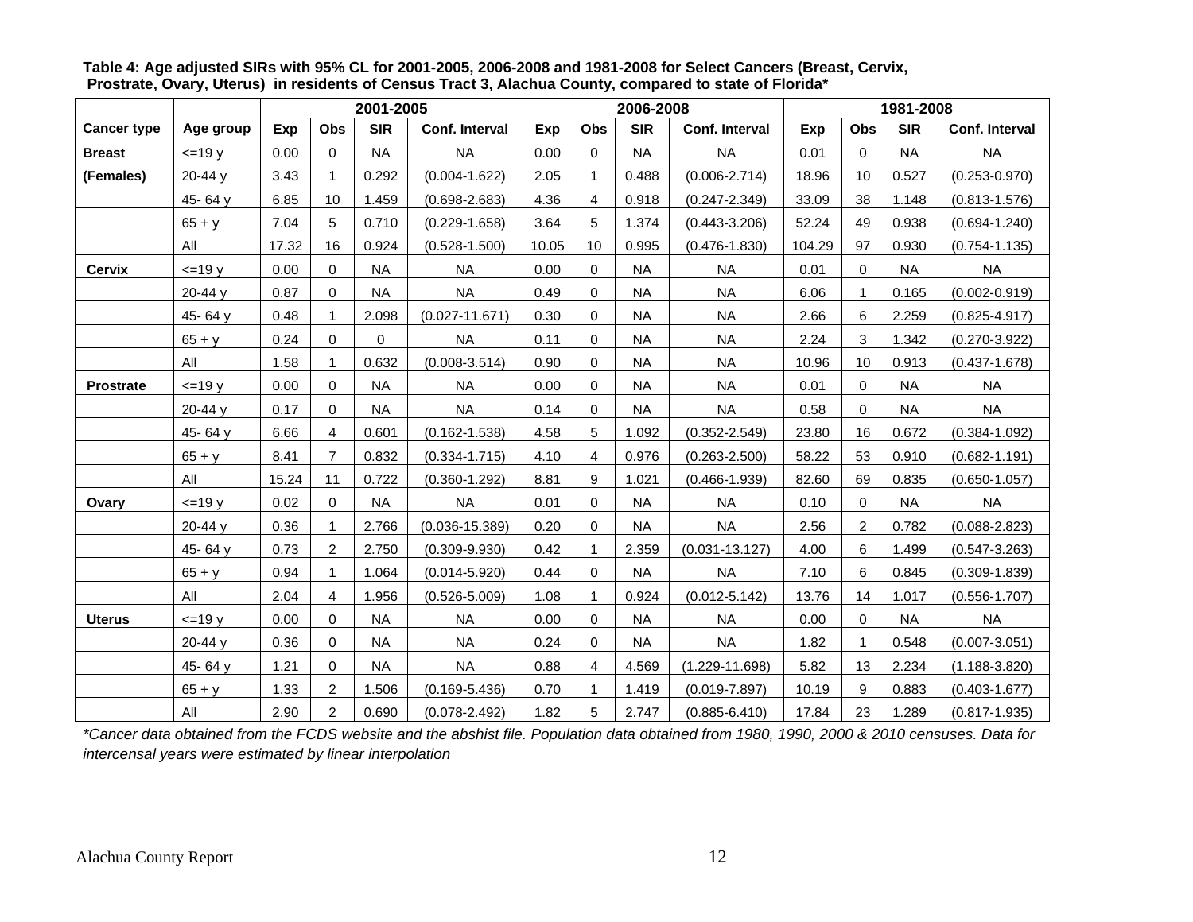**Table 4: Age adjusted SIRs with 95% CL for 2001-2005, 2006-2008 and 1981-2008 for Select Cancers (Breast, Cervix, Prostrate, Ovary, Uterus) in residents of Census Tract 3, Alachua County, compared to state of Florida***

| | | 2001-2005 | | | | 2006-2008 | | | | 1981-2008 | | | |
|---|---|---|---|---|---|---|---|---|---|---|---|---|---|
| **Cancer type** | **Age group** | **Exp** | **Obs** | **SIR** | **Conf. Interval** | **Exp** | **Obs** | **SIR** | **Conf. Interval** | **Exp** | **Obs** | **SIR** | **Conf. Interval** |
| **Breast** | <=19 y | 0.00 | 0 | NA | NA | 0.00 | 0 | NA | NA | 0.01 | 0 | NA | NA |
| **(Females)** | 20-44 y | 3.43 | 1 | 0.292 | (0.004-1.622) | 2.05 | 1 | 0.488 | (0.006-2.714) | 18.96 | 10 | 0.527 | (0.253-0.970) |
| | 45- 64 y | 6.85 | 10 | 1.459 | (0.698-2.683) | 4.36 | 4 | 0.918 | (0.247-2.349) | 33.09 | 38 | 1.148 | (0.813-1.576) |
| | 65 + y | 7.04 | 5 | 0.710 | (0.229-1.658) | 3.64 | 5 | 1.374 | (0.443-3.206) | 52.24 | 49 | 0.938 | (0.694-1.240) |
| | All | 17.32 | 16 | 0.924 | (0.528-1.500) | 10.05 | 10 | 0.995 | (0.476-1.830) | 104.29 | 97 | 0.930 | (0.754-1.135) |
| **Cervix** | <=19 y | 0.00 | 0 | NA | NA | 0.00 | 0 | NA | NA | 0.01 | 0 | NA | NA |
| | 20-44 y | 0.87 | 0 | NA | NA | 0.49 | 0 | NA | NA | 6.06 | 1 | 0.165 | (0.002-0.919) |
| | 45- 64 y | 0.48 | 1 | 2.098 | (0.027-11.671) | 0.30 | 0 | NA | NA | 2.66 | 6 | 2.259 | (0.825-4.917) |
| | 65 + y | 0.24 | 0 | 0 | NA | 0.11 | 0 | NA | NA | 2.24 | 3 | 1.342 | (0.270-3.922) |
| | All | 1.58 | 1 | 0.632 | (0.008-3.514) | 0.90 | 0 | NA | NA | 10.96 | 10 | 0.913 | (0.437-1.678) |
| **Prostrate** | <=19 y | 0.00 | 0 | NA | NA | 0.00 | 0 | NA | NA | 0.01 | 0 | NA | NA |
| | 20-44 y | 0.17 | 0 | NA | NA | 0.14 | 0 | NA | NA | 0.58 | 0 | NA | NA |
| | 45- 64 y | 6.66 | 4 | 0.601 | (0.162-1.538) | 4.58 | 5 | 1.092 | (0.352-2.549) | 23.80 | 16 | 0.672 | (0.384-1.092) |
| | 65 + y | 8.41 | 7 | 0.832 | (0.334-1.715) | 4.10 | 4 | 0.976 | (0.263-2.500) | 58.22 | 53 | 0.910 | (0.682-1.191) |
| | All | 15.24 | 11 | 0.722 | (0.360-1.292) | 8.81 | 9 | 1.021 | (0.466-1.939) | 82.60 | 69 | 0.835 | (0.650-1.057) |
| **Ovary** | <=19 y | 0.02 | 0 | NA | NA | 0.01 | 0 | NA | NA | 0.10 | 0 | NA | NA |
| | 20-44 y | 0.36 | 1 | 2.766 | (0.036-15.389) | 0.20 | 0 | NA | NA | 2.56 | 2 | 0.782 | (0.088-2.823) |
| | 45- 64 y | 0.73 | 2 | 2.750 | (0.309-9.930) | 0.42 | 1 | 2.359 | (0.031-13.127) | 4.00 | 6 | 1.499 | (0.547-3.263) |
| | 65 + y | 0.94 | 1 | 1.064 | (0.014-5.920) | 0.44 | 0 | NA | NA | 7.10 | 6 | 0.845 | (0.309-1.839) |
| | All | 2.04 | 4 | 1.956 | (0.526-5.009) | 1.08 | 1 | 0.924 | (0.012-5.142) | 13.76 | 14 | 1.017 | (0.556-1.707) |
| **Uterus** | <=19 y | 0.00 | 0 | NA | NA | 0.00 | 0 | NA | NA | 0.00 | 0 | NA | NA |
| | 20-44 y | 0.36 | 0 | NA | NA | 0.24 | 0 | NA | NA | 1.82 | 1 | 0.548 | (0.007-3.051) |
| | 45- 64 y | 1.21 | 0 | NA | NA | 0.88 | 4 | 4.569 | (1.229-11.698) | 5.82 | 13 | 2.234 | (1.188-3.820) |
| | 65 + y | 1.33 | 2 | 1.506 | (0.169-5.436) | 0.70 | 1 | 1.419 | (0.019-7.897) | 10.19 | 9 | 0.883 | (0.403-1.677) |
| | All | 2.90 | 2 | 0.690 | (0.078-2.492) | 1.82 | 5 | 2.747 | (0.885-6.410) | 17.84 | 23 | 1.289 | (0.817-1.935) |

*\*Cancer data obtained from the FCDS website and the abshist file. Population data obtained from 1980, 1990, 2000 & 2010 censuses. Data for intercensal years were estimated by linear interpolation*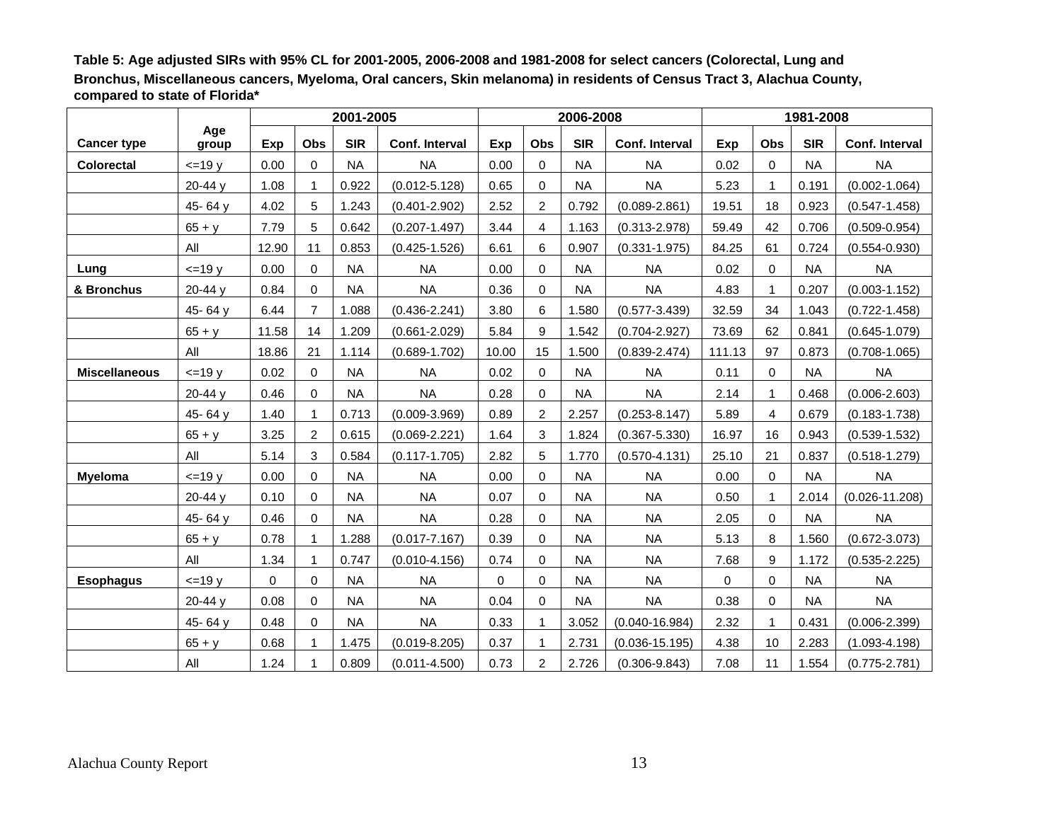**Table 5: Age adjusted SIRs with 95% CL for 2001-2005, 2006-2008 and 1981-2008 for select cancers (Colorectal, Lung and Bronchus, Miscellaneous cancers, Myeloma, Oral cancers, Skin melanoma) in residents of Census Tract 3, Alachua County, compared to state of Florida***

| | | 2001-2005 | | | | 2006-2008 | | | | 1981-2008 | | | |
|---|---|---|---|---|---|---|---|---|---|---|---|---|---|
| **Cancer type** | **Age group** | **Exp** | **Obs** | **SIR** | **Conf. Interval** | **Exp** | **Obs** | **SIR** | **Conf. Interval** | **Exp** | **Obs** | **SIR** | **Conf. Interval** |
| **Colorectal** | <=19 y | 0.00 | 0 | NA | NA | 0.00 | 0 | NA | NA | 0.02 | 0 | NA | NA |
| | 20-44 y | 1.08 | 1 | 0.922 | (0.012-5.128) | 0.65 | 0 | NA | NA | 5.23 | 1 | 0.191 | (0.002-1.064) |
| | 45- 64 y | 4.02 | 5 | 1.243 | (0.401-2.902) | 2.52 | 2 | 0.792 | (0.089-2.861) | 19.51 | 18 | 0.923 | (0.547-1.458) |
| | 65 + y | 7.79 | 5 | 0.642 | (0.207-1.497) | 3.44 | 4 | 1.163 | (0.313-2.978) | 59.49 | 42 | 0.706 | (0.509-0.954) |
| | All | 12.90 | 11 | 0.853 | (0.425-1.526) | 6.61 | 6 | 0.907 | (0.331-1.975) | 84.25 | 61 | 0.724 | (0.554-0.930) |
| **Lung** | <=19 y | 0.00 | 0 | NA | NA | 0.00 | 0 | NA | NA | 0.02 | 0 | NA | NA |
| **& Bronchus** | 20-44 y | 0.84 | 0 | NA | NA | 0.36 | 0 | NA | NA | 4.83 | 1 | 0.207 | (0.003-1.152) |
| | 45- 64 y | 6.44 | 7 | 1.088 | (0.436-2.241) | 3.80 | 6 | 1.580 | (0.577-3.439) | 32.59 | 34 | 1.043 | (0.722-1.458) |
| | 65 + y | 11.58 | 14 | 1.209 | (0.661-2.029) | 5.84 | 9 | 1.542 | (0.704-2.927) | 73.69 | 62 | 0.841 | (0.645-1.079) |
| | All | 18.86 | 21 | 1.114 | (0.689-1.702) | 10.00 | 15 | 1.500 | (0.839-2.474) | 111.13 | 97 | 0.873 | (0.708-1.065) |
| **Miscellaneous** | <=19 y | 0.02 | 0 | NA | NA | 0.02 | 0 | NA | NA | 0.11 | 0 | NA | NA |
| | 20-44 y | 0.46 | 0 | NA | NA | 0.28 | 0 | NA | NA | 2.14 | 1 | 0.468 | (0.006-2.603) |
| | 45- 64 y | 1.40 | 1 | 0.713 | (0.009-3.969) | 0.89 | 2 | 2.257 | (0.253-8.147) | 5.89 | 4 | 0.679 | (0.183-1.738) |
| | 65 + y | 3.25 | 2 | 0.615 | (0.069-2.221) | 1.64 | 3 | 1.824 | (0.367-5.330) | 16.97 | 16 | 0.943 | (0.539-1.532) |
| | All | 5.14 | 3 | 0.584 | (0.117-1.705) | 2.82 | 5 | 1.770 | (0.570-4.131) | 25.10 | 21 | 0.837 | (0.518-1.279) |
| **Myeloma** | <=19 y | 0.00 | 0 | NA | NA | 0.00 | 0 | NA | NA | 0.00 | 0 | NA | NA |
| | 20-44 y | 0.10 | 0 | NA | NA | 0.07 | 0 | NA | NA | 0.50 | 1 | 2.014 | (0.026-11.208) |
| | 45- 64 y | 0.46 | 0 | NA | NA | 0.28 | 0 | NA | NA | 2.05 | 0 | NA | NA |
| | 65 + y | 0.78 | 1 | 1.288 | (0.017-7.167) | 0.39 | 0 | NA | NA | 5.13 | 8 | 1.560 | (0.672-3.073) |
| | All | 1.34 | 1 | 0.747 | (0.010-4.156) | 0.74 | 0 | NA | NA | 7.68 | 9 | 1.172 | (0.535-2.225) |
| **Esophagus** | <=19 y | 0 | 0 | NA | NA | 0 | 0 | NA | NA | 0 | 0 | NA | NA |
| | 20-44 y | 0.08 | 0 | NA | NA | 0.04 | 0 | NA | NA | 0.38 | 0 | NA | NA |
| | 45- 64 y | 0.48 | 0 | NA | NA | 0.33 | 1 | 3.052 | (0.040-16.984) | 2.32 | 1 | 0.431 | (0.006-2.399) |
| | 65 + y | 0.68 | 1 | 1.475 | (0.019-8.205) | 0.37 | 1 | 2.731 | (0.036-15.195) | 4.38 | 10 | 2.283 | (1.093-4.198) |
| | All | 1.24 | 1 | 0.809 | (0.011-4.500) | 0.73 | 2 | 2.726 | (0.306-9.843) | 7.08 | 11 | 1.554 | (0.775-2.781) |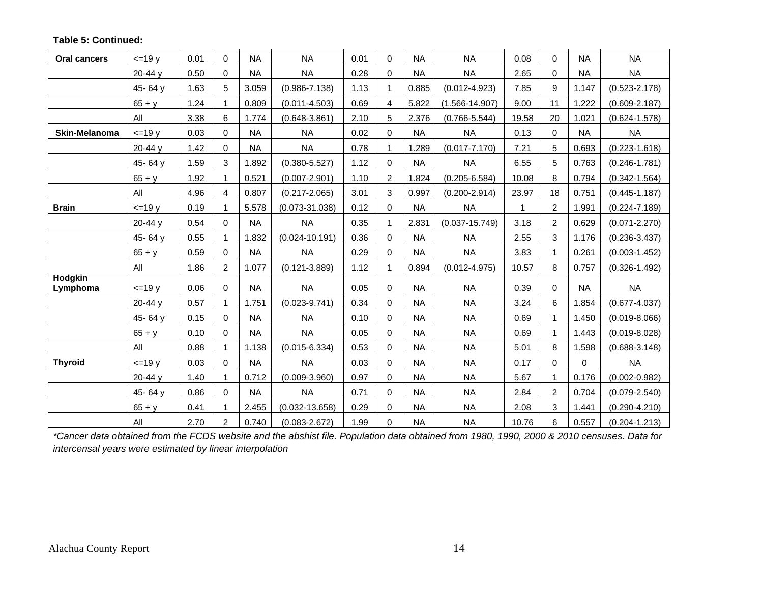**Table 5: Continued:**

| | | | | | | | | | | | | | |
|---|---|---|---|---|---|---|---|---|---|---|---|---|---|
| **Oral cancers** | <=19 y | 0.01 | 0 | NA | NA | 0.01 | 0 | NA | NA | 0.08 | 0 | NA | NA |
| | 20-44 y | 0.50 | 0 | NA | NA | 0.28 | 0 | NA | NA | 2.65 | 0 | NA | NA |
| | 45- 64 y | 1.63 | 5 | 3.059 | (0.986-7.138) | 1.13 | 1 | 0.885 | (0.012-4.923) | 7.85 | 9 | 1.147 | (0.523-2.178) |
| | 65 + y | 1.24 | 1 | 0.809 | (0.011-4.503) | 0.69 | 4 | 5.822 | (1.566-14.907) | 9.00 | 11 | 1.222 | (0.609-2.187) |
| | All | 3.38 | 6 | 1.774 | (0.648-3.861) | 2.10 | 5 | 2.376 | (0.766-5.544) | 19.58 | 20 | 1.021 | (0.624-1.578) |
| **Skin-Melanoma** | <=19 y | 0.03 | 0 | NA | NA | 0.02 | 0 | NA | NA | 0.13 | 0 | NA | NA |
| | 20-44 y | 1.42 | 0 | NA | NA | 0.78 | 1 | 1.289 | (0.017-7.170) | 7.21 | 5 | 0.693 | (0.223-1.618) |
| | 45- 64 y | 1.59 | 3 | 1.892 | (0.380-5.527) | 1.12 | 0 | NA | NA | 6.55 | 5 | 0.763 | (0.246-1.781) |
| | 65 + y | 1.92 | 1 | 0.521 | (0.007-2.901) | 1.10 | 2 | 1.824 | (0.205-6.584) | 10.08 | 8 | 0.794 | (0.342-1.564) |
| | All | 4.96 | 4 | 0.807 | (0.217-2.065) | 3.01 | 3 | 0.997 | (0.200-2.914) | 23.97 | 18 | 0.751 | (0.445-1.187) |
| **Brain** | <=19 y | 0.19 | 1 | 5.578 | (0.073-31.038) | 0.12 | 0 | NA | NA | 1 | 2 | 1.991 | (0.224-7.189) |
| | 20-44 y | 0.54 | 0 | NA | NA | 0.35 | 1 | 2.831 | (0.037-15.749) | 3.18 | 2 | 0.629 | (0.071-2.270) |
| | 45- 64 y | 0.55 | 1 | 1.832 | (0.024-10.191) | 0.36 | 0 | NA | NA | 2.55 | 3 | 1.176 | (0.236-3.437) |
| | 65 + y | 0.59 | 0 | NA | NA | 0.29 | 0 | NA | NA | 3.83 | 1 | 0.261 | (0.003-1.452) |
| | All | 1.86 | 2 | 1.077 | (0.121-3.889) | 1.12 | 1 | 0.894 | (0.012-4.975) | 10.57 | 8 | 0.757 | (0.326-1.492) |
| **Hodgkin Lymphoma** | <=19 y | 0.06 | 0 | NA | NA | 0.05 | 0 | NA | NA | 0.39 | 0 | NA | NA |
| | 20-44 y | 0.57 | 1 | 1.751 | (0.023-9.741) | 0.34 | 0 | NA | NA | 3.24 | 6 | 1.854 | (0.677-4.037) |
| | 45- 64 y | 0.15 | 0 | NA | NA | 0.10 | 0 | NA | NA | 0.69 | 1 | 1.450 | (0.019-8.066) |
| | 65 + y | 0.10 | 0 | NA | NA | 0.05 | 0 | NA | NA | 0.69 | 1 | 1.443 | (0.019-8.028) |
| | All | 0.88 | 1 | 1.138 | (0.015-6.334) | 0.53 | 0 | NA | NA | 5.01 | 8 | 1.598 | (0.688-3.148) |
| **Thyroid** | <=19 y | 0.03 | 0 | NA | NA | 0.03 | 0 | NA | NA | 0.17 | 0 | 0 | NA |
| | 20-44 y | 1.40 | 1 | 0.712 | (0.009-3.960) | 0.97 | 0 | NA | NA | 5.67 | 1 | 0.176 | (0.002-0.982) |
| | 45- 64 y | 0.86 | 0 | NA | NA | 0.71 | 0 | NA | NA | 2.84 | 2 | 0.704 | (0.079-2.540) |
| | 65 + y | 0.41 | 1 | 2.455 | (0.032-13.658) | 0.29 | 0 | NA | NA | 2.08 | 3 | 1.441 | (0.290-4.210) |
| | All | 2.70 | 2 | 0.740 | (0.083-2.672) | 1.99 | 0 | NA | NA | 10.76 | 6 | 0.557 | (0.204-1.213) |

*\*Cancer data obtained from the FCDS website and the abshist file. Population data obtained from 1980, 1990, 2000 & 2010 censuses. Data for intercensal years were estimated by linear interpolation*